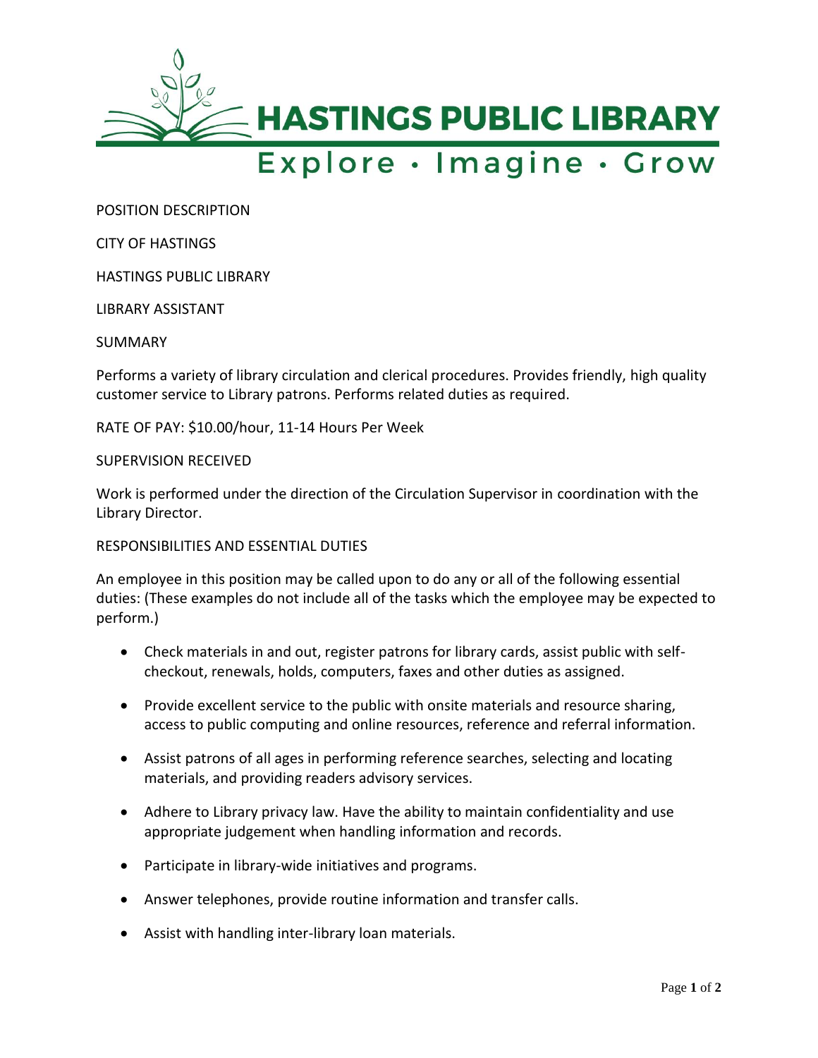# HASTINGS PUBLIC LIBRARY

Explore · Imagine · Grow

POSITION DESCRIPTION

CITY OF HASTINGS

HASTINGS PUBLIC LIBRARY

LIBRARY ASSISTANT

SUMMARY

Performs a variety of library circulation and clerical procedures. Provides friendly, high quality customer service to Library patrons. Performs related duties as required.

RATE OF PAY: $10.00/hour, 11-14 Hours Per Week

SUPERVISION RECEIVED

Work is performed under the direction of the Circulation Supervisor in coordination with the Library Director.

RESPONSIBILITIES AND ESSENTIAL DUTIES

An employee in this position may be called upon to do any or all of the following essential duties: (These examples do not include all of the tasks which the employee may be expected to perform.)

- Check materials in and out, register patrons for library cards, assist public with self-checkout, renewals, holds, computers, faxes and other duties as assigned.
- Provide excellent service to the public with onsite materials and resource sharing, access to public computing and online resources, reference and referral information.
- Assist patrons of all ages in performing reference searches, selecting and locating materials, and providing readers advisory services.
- Adhere to Library privacy law. Have the ability to maintain confidentiality and use appropriate judgement when handling information and records.
- Participate in library-wide initiatives and programs.
- Answer telephones, provide routine information and transfer calls.
- Assist with handling inter-library loan materials.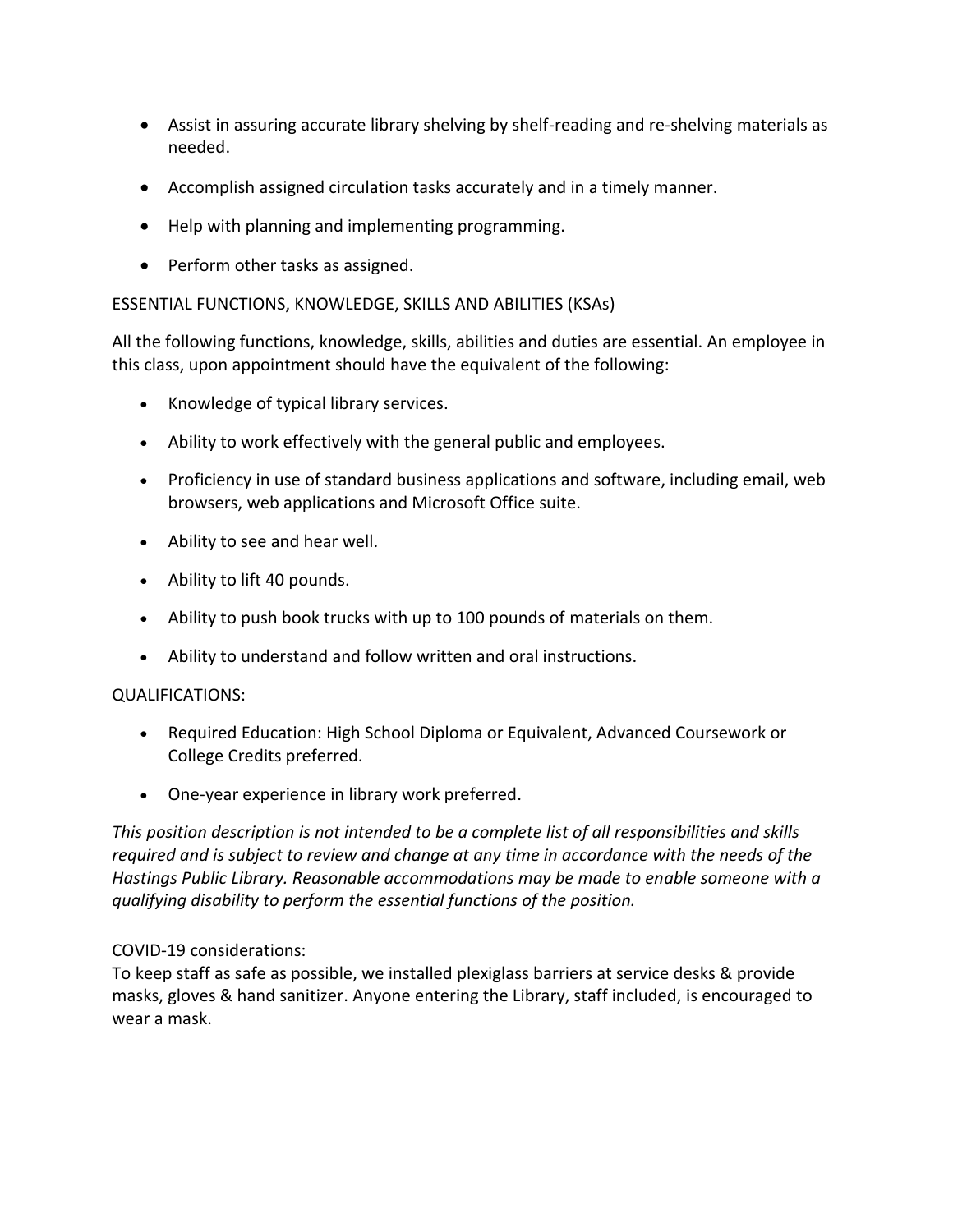- Assist in assuring accurate library shelving by shelf-reading and re-shelving materials as needed.
- Accomplish assigned circulation tasks accurately and in a timely manner.
- Help with planning and implementing programming.
- Perform other tasks as assigned.

ESSENTIAL FUNCTIONS, KNOWLEDGE, SKILLS AND ABILITIES (KSAs)

All the following functions, knowledge, skills, abilities and duties are essential. An employee in this class, upon appointment should have the equivalent of the following:

- Knowledge of typical library services.
- Ability to work effectively with the general public and employees.
- Proficiency in use of standard business applications and software, including email, web browsers, web applications and Microsoft Office suite.
- Ability to see and hear well.
- Ability to lift 40 pounds.
- Ability to push book trucks with up to 100 pounds of materials on them.
- Ability to understand and follow written and oral instructions.

QUALIFICATIONS:

- Required Education: High School Diploma or Equivalent, Advanced Coursework or College Credits preferred.
- One-year experience in library work preferred.

*This position description is not intended to be a complete list of all responsibilities and skills required and is subject to review and change at any time in accordance with the needs of the Hastings Public Library. Reasonable accommodations may be made to enable someone with a qualifying disability to perform the essential functions of the position.*

COVID-19 considerations:
To keep staff as safe as possible, we installed plexiglass barriers at service desks & provide masks, gloves & hand sanitizer. Anyone entering the Library, staff included, is encouraged to wear a mask.